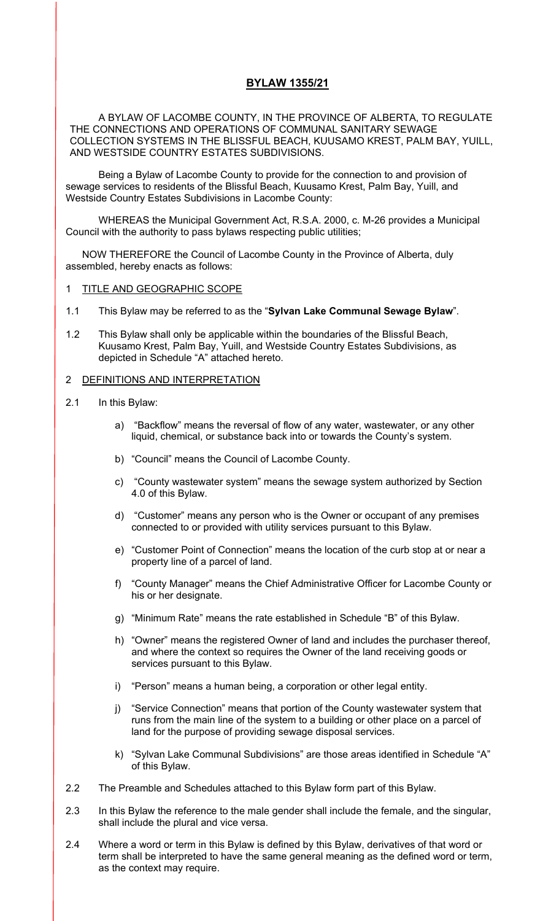# BYLAW 1355/21

A BYLAW OF LACOMBE COUNTY, IN THE PROVINCE OF ALBERTA, TO REGULATE THE CONNECTIONS AND OPERATIONS OF COMMUNAL SANITARY SEWAGE COLLECTION SYSTEMS IN THE BLISSFUL BEACH, KUUSAMO KREST, PALM BAY, YUILL, AND WESTSIDE COUNTRY ESTATES SUBDIVISIONS.

Being a Bylaw of Lacombe County to provide for the connection to and provision of sewage services to residents of the Blissful Beach, Kuusamo Krest, Palm Bay, Yuill, and Westside Country Estates Subdivisions in Lacombe County:

WHEREAS the Municipal Government Act, R.S.A. 2000, c. M-26 provides a Municipal Council with the authority to pass bylaws respecting public utilities;

NOW THEREFORE the Council of Lacombe County in the Province of Alberta, duly assembled, hereby enacts as follows:

## 1 TITLE AND GEOGRAPHIC SCOPE

1.1 This Bylaw may be referred to as the "**Sylvan Lake Communal Sewage Bylaw**".

1.2 This Bylaw shall only be applicable within the boundaries of the Blissful Beach, Kuusamo Krest, Palm Bay, Yuill, and Westside Country Estates Subdivisions, as depicted in Schedule "A" attached hereto.

## 2 DEFINITIONS AND INTERPRETATION

2.1 In this Bylaw:

a) "Backflow" means the reversal of flow of any water, wastewater, or any other liquid, chemical, or substance back into or towards the County's system.

b) "Council" means the Council of Lacombe County.

c) "County wastewater system" means the sewage system authorized by Section 4.0 of this Bylaw.

d) "Customer" means any person who is the Owner or occupant of any premises connected to or provided with utility services pursuant to this Bylaw.

e) "Customer Point of Connection" means the location of the curb stop at or near a property line of a parcel of land.

f) "County Manager" means the Chief Administrative Officer for Lacombe County or his or her designate.

g) "Minimum Rate" means the rate established in Schedule "B" of this Bylaw.

h) "Owner" means the registered Owner of land and includes the purchaser thereof, and where the context so requires the Owner of the land receiving goods or services pursuant to this Bylaw.

i) "Person" means a human being, a corporation or other legal entity.

j) "Service Connection" means that portion of the County wastewater system that runs from the main line of the system to a building or other place on a parcel of land for the purpose of providing sewage disposal services.

k) "Sylvan Lake Communal Subdivisions" are those areas identified in Schedule "A" of this Bylaw.

2.2 The Preamble and Schedules attached to this Bylaw form part of this Bylaw.

2.3 In this Bylaw the reference to the male gender shall include the female, and the singular, shall include the plural and vice versa.

2.4 Where a word or term in this Bylaw is defined by this Bylaw, derivatives of that word or term shall be interpreted to have the same general meaning as the defined word or term, as the context may require.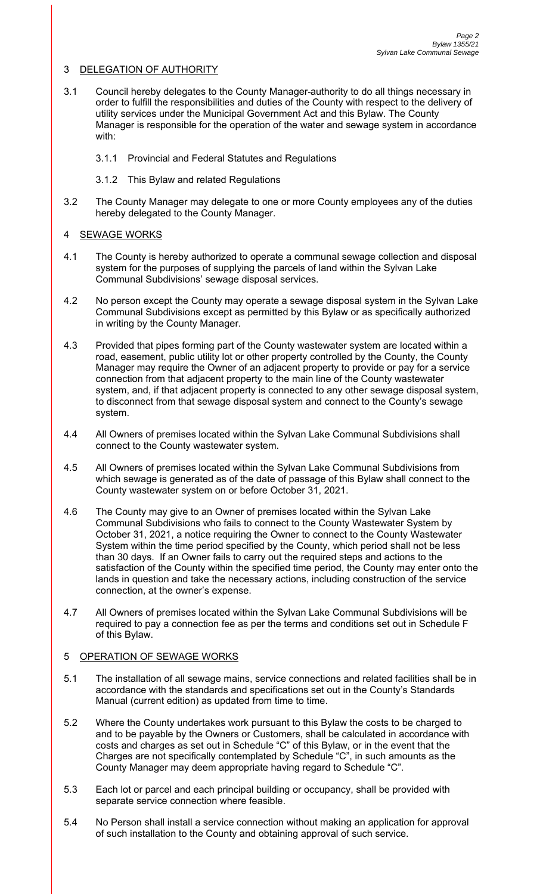## 3 DELEGATION OF AUTHORITY

3.1 Council hereby delegates to the County Manager authority to do all things necessary in order to fulfill the responsibilities and duties of the County with respect to the delivery of utility services under the Municipal Government Act and this Bylaw. The County Manager is responsible for the operation of the water and sewage system in accordance with:

3.1.1 Provincial and Federal Statutes and Regulations

3.1.2 This Bylaw and related Regulations

3.2 The County Manager may delegate to one or more County employees any of the duties hereby delegated to the County Manager.

## 4 SEWAGE WORKS

4.1 The County is hereby authorized to operate a communal sewage collection and disposal system for the purposes of supplying the parcels of land within the Sylvan Lake Communal Subdivisions' sewage disposal services.

4.2 No person except the County may operate a sewage disposal system in the Sylvan Lake Communal Subdivisions except as permitted by this Bylaw or as specifically authorized in writing by the County Manager.

4.3 Provided that pipes forming part of the County wastewater system are located within a road, easement, public utility lot or other property controlled by the County, the County Manager may require the Owner of an adjacent property to provide or pay for a service connection from that adjacent property to the main line of the County wastewater system, and, if that adjacent property is connected to any other sewage disposal system, to disconnect from that sewage disposal system and connect to the County's sewage system.

4.4 All Owners of premises located within the Sylvan Lake Communal Subdivisions shall connect to the County wastewater system.

4.5 All Owners of premises located within the Sylvan Lake Communal Subdivisions from which sewage is generated as of the date of passage of this Bylaw shall connect to the County wastewater system on or before October 31, 2021.

4.6 The County may give to an Owner of premises located within the Sylvan Lake Communal Subdivisions who fails to connect to the County Wastewater System by October 31, 2021, a notice requiring the Owner to connect to the County Wastewater System within the time period specified by the County, which period shall not be less than 30 days. If an Owner fails to carry out the required steps and actions to the satisfaction of the County within the specified time period, the County may enter onto the lands in question and take the necessary actions, including construction of the service connection, at the owner's expense.

4.7 All Owners of premises located within the Sylvan Lake Communal Subdivisions will be required to pay a connection fee as per the terms and conditions set out in Schedule F of this Bylaw.

## 5 OPERATION OF SEWAGE WORKS

5.1 The installation of all sewage mains, service connections and related facilities shall be in accordance with the standards and specifications set out in the County's Standards Manual (current edition) as updated from time to time.

5.2 Where the County undertakes work pursuant to this Bylaw the costs to be charged to and to be payable by the Owners or Customers, shall be calculated in accordance with costs and charges as set out in Schedule "C" of this Bylaw, or in the event that the Charges are not specifically contemplated by Schedule "C", in such amounts as the County Manager may deem appropriate having regard to Schedule "C".

5.3 Each lot or parcel and each principal building or occupancy, shall be provided with separate service connection where feasible.

5.4 No Person shall install a service connection without making an application for approval of such installation to the County and obtaining approval of such service.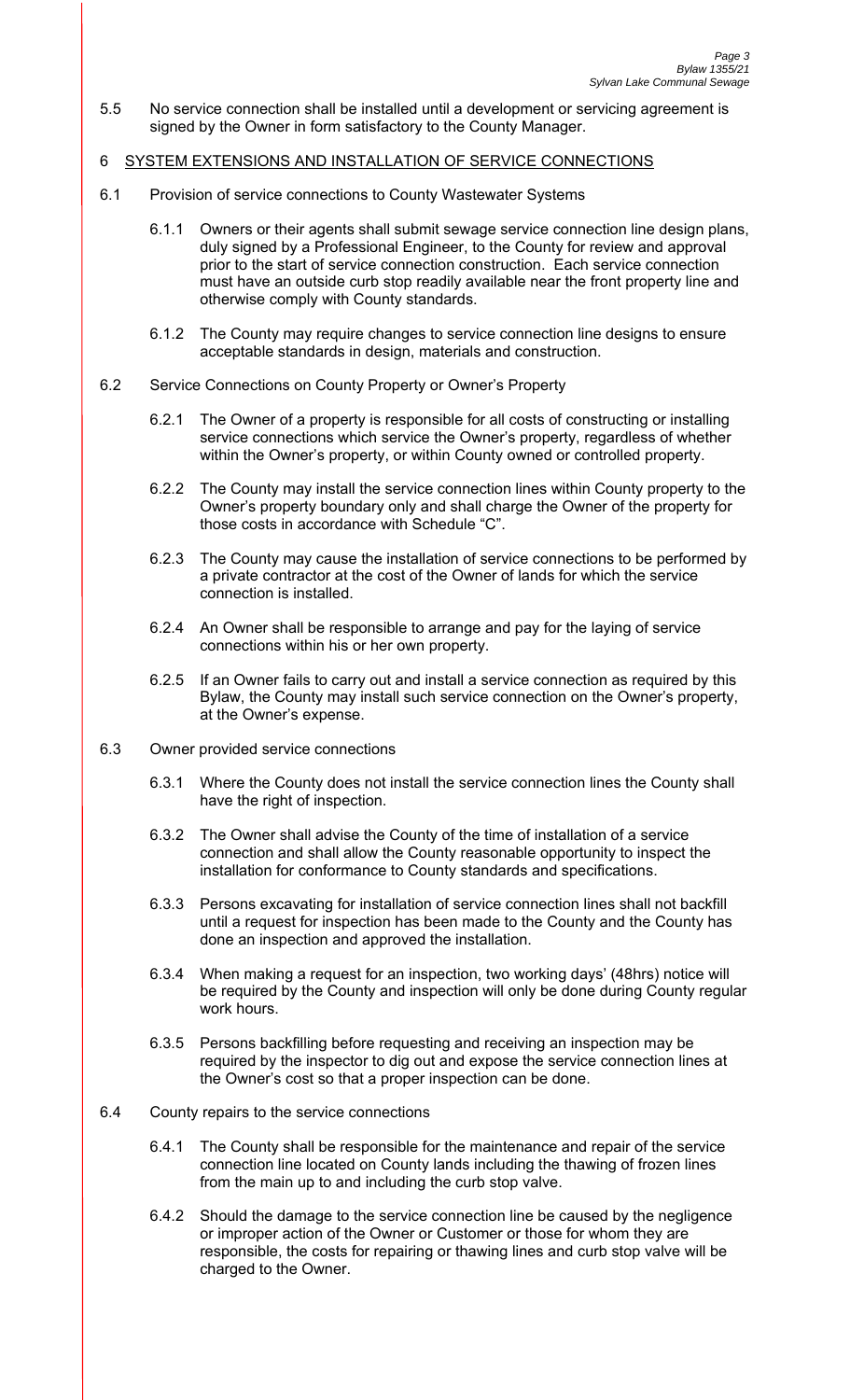5.5 No service connection shall be installed until a development or servicing agreement is signed by the Owner in form satisfactory to the County Manager.

## 6 SYSTEM EXTENSIONS AND INSTALLATION OF SERVICE CONNECTIONS

6.1 Provision of service connections to County Wastewater Systems

6.1.1 Owners or their agents shall submit sewage service connection line design plans, duly signed by a Professional Engineer, to the County for review and approval prior to the start of service connection construction. Each service connection must have an outside curb stop readily available near the front property line and otherwise comply with County standards.

6.1.2 The County may require changes to service connection line designs to ensure acceptable standards in design, materials and construction.

6.2 Service Connections on County Property or Owner's Property

6.2.1 The Owner of a property is responsible for all costs of constructing or installing service connections which service the Owner's property, regardless of whether within the Owner's property, or within County owned or controlled property.

6.2.2 The County may install the service connection lines within County property to the Owner's property boundary only and shall charge the Owner of the property for those costs in accordance with Schedule "C".

6.2.3 The County may cause the installation of service connections to be performed by a private contractor at the cost of the Owner of lands for which the service connection is installed.

6.2.4 An Owner shall be responsible to arrange and pay for the laying of service connections within his or her own property.

6.2.5 If an Owner fails to carry out and install a service connection as required by this Bylaw, the County may install such service connection on the Owner's property, at the Owner's expense.

6.3 Owner provided service connections

6.3.1 Where the County does not install the service connection lines the County shall have the right of inspection.

6.3.2 The Owner shall advise the County of the time of installation of a service connection and shall allow the County reasonable opportunity to inspect the installation for conformance to County standards and specifications.

6.3.3 Persons excavating for installation of service connection lines shall not backfill until a request for inspection has been made to the County and the County has done an inspection and approved the installation.

6.3.4 When making a request for an inspection, two working days' (48hrs) notice will be required by the County and inspection will only be done during County regular work hours.

6.3.5 Persons backfilling before requesting and receiving an inspection may be required by the inspector to dig out and expose the service connection lines at the Owner's cost so that a proper inspection can be done.

6.4 County repairs to the service connections

6.4.1 The County shall be responsible for the maintenance and repair of the service connection line located on County lands including the thawing of frozen lines from the main up to and including the curb stop valve.

6.4.2 Should the damage to the service connection line be caused by the negligence or improper action of the Owner or Customer or those for whom they are responsible, the costs for repairing or thawing lines and curb stop valve will be charged to the Owner.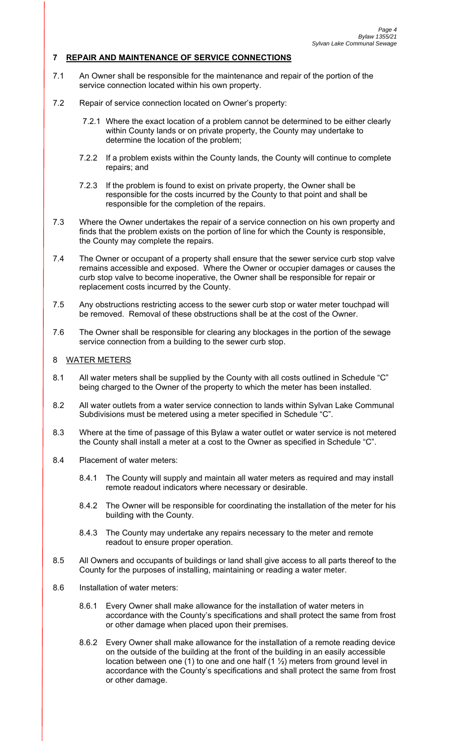## 7 REPAIR AND MAINTENANCE OF SERVICE CONNECTIONS

7.1 An Owner shall be responsible for the maintenance and repair of the portion of the service connection located within his own property.

7.2 Repair of service connection located on Owner's property:

7.2.1 Where the exact location of a problem cannot be determined to be either clearly within County lands or on private property, the County may undertake to determine the location of the problem;

7.2.2 If a problem exists within the County lands, the County will continue to complete repairs; and

7.2.3 If the problem is found to exist on private property, the Owner shall be responsible for the costs incurred by the County to that point and shall be responsible for the completion of the repairs.

7.3 Where the Owner undertakes the repair of a service connection on his own property and finds that the problem exists on the portion of line for which the County is responsible, the County may complete the repairs.

7.4 The Owner or occupant of a property shall ensure that the sewer service curb stop valve remains accessible and exposed. Where the Owner or occupier damages or causes the curb stop valve to become inoperative, the Owner shall be responsible for repair or replacement costs incurred by the County.

7.5 Any obstructions restricting access to the sewer curb stop or water meter touchpad will be removed. Removal of these obstructions shall be at the cost of the Owner.

7.6 The Owner shall be responsible for clearing any blockages in the portion of the sewage service connection from a building to the sewer curb stop.

## 8 WATER METERS

8.1 All water meters shall be supplied by the County with all costs outlined in Schedule "C" being charged to the Owner of the property to which the meter has been installed.

8.2 All water outlets from a water service connection to lands within Sylvan Lake Communal Subdivisions must be metered using a meter specified in Schedule "C".

8.3 Where at the time of passage of this Bylaw a water outlet or water service is not metered the County shall install a meter at a cost to the Owner as specified in Schedule "C".

8.4 Placement of water meters:

8.4.1 The County will supply and maintain all water meters as required and may install remote readout indicators where necessary or desirable.

8.4.2 The Owner will be responsible for coordinating the installation of the meter for his building with the County.

8.4.3 The County may undertake any repairs necessary to the meter and remote readout to ensure proper operation.

8.5 All Owners and occupants of buildings or land shall give access to all parts thereof to the County for the purposes of installing, maintaining or reading a water meter.

8.6 Installation of water meters:

8.6.1 Every Owner shall make allowance for the installation of water meters in accordance with the County's specifications and shall protect the same from frost or other damage when placed upon their premises.

8.6.2 Every Owner shall make allowance for the installation of a remote reading device on the outside of the building at the front of the building in an easily accessible location between one (1) to one and one half (1 ½) meters from ground level in accordance with the County's specifications and shall protect the same from frost or other damage.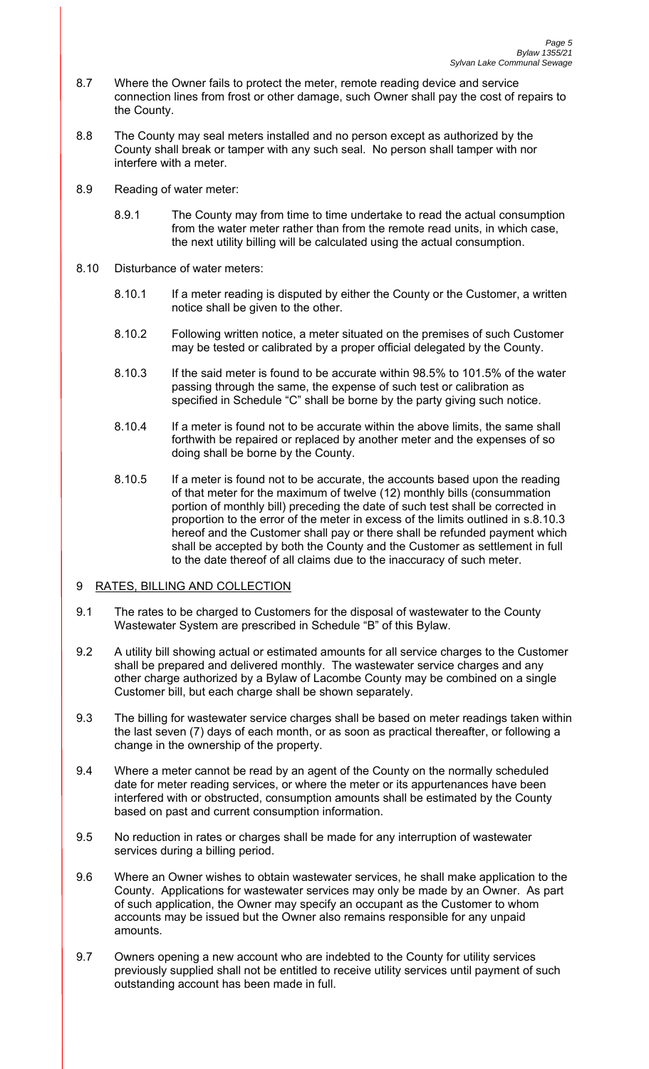8.7 Where the Owner fails to protect the meter, remote reading device and service connection lines from frost or other damage, such Owner shall pay the cost of repairs to the County.

8.8 The County may seal meters installed and no person except as authorized by the County shall break or tamper with any such seal. No person shall tamper with nor interfere with a meter.

8.9 Reading of water meter:

8.9.1 The County may from time to time undertake to read the actual consumption from the water meter rather than from the remote read units, in which case, the next utility billing will be calculated using the actual consumption.

8.10 Disturbance of water meters:

8.10.1 If a meter reading is disputed by either the County or the Customer, a written notice shall be given to the other.

8.10.2 Following written notice, a meter situated on the premises of such Customer may be tested or calibrated by a proper official delegated by the County.

8.10.3 If the said meter is found to be accurate within 98.5% to 101.5% of the water passing through the same, the expense of such test or calibration as specified in Schedule "C" shall be borne by the party giving such notice.

8.10.4 If a meter is found not to be accurate within the above limits, the same shall forthwith be repaired or replaced by another meter and the expenses of so doing shall be borne by the County.

8.10.5 If a meter is found not to be accurate, the accounts based upon the reading of that meter for the maximum of twelve (12) monthly bills (consummation portion of monthly bill) preceding the date of such test shall be corrected in proportion to the error of the meter in excess of the limits outlined in s.8.10.3 hereof and the Customer shall pay or there shall be refunded payment which shall be accepted by both the County and the Customer as settlement in full to the date thereof of all claims due to the inaccuracy of such meter.

## 9 RATES, BILLING AND COLLECTION

9.1 The rates to be charged to Customers for the disposal of wastewater to the County Wastewater System are prescribed in Schedule "B" of this Bylaw.

9.2 A utility bill showing actual or estimated amounts for all service charges to the Customer shall be prepared and delivered monthly. The wastewater service charges and any other charge authorized by a Bylaw of Lacombe County may be combined on a single Customer bill, but each charge shall be shown separately.

9.3 The billing for wastewater service charges shall be based on meter readings taken within the last seven (7) days of each month, or as soon as practical thereafter, or following a change in the ownership of the property.

9.4 Where a meter cannot be read by an agent of the County on the normally scheduled date for meter reading services, or where the meter or its appurtenances have been interfered with or obstructed, consumption amounts shall be estimated by the County based on past and current consumption information.

9.5 No reduction in rates or charges shall be made for any interruption of wastewater services during a billing period.

9.6 Where an Owner wishes to obtain wastewater services, he shall make application to the County. Applications for wastewater services may only be made by an Owner. As part of such application, the Owner may specify an occupant as the Customer to whom accounts may be issued but the Owner also remains responsible for any unpaid amounts.

9.7 Owners opening a new account who are indebted to the County for utility services previously supplied shall not be entitled to receive utility services until payment of such outstanding account has been made in full.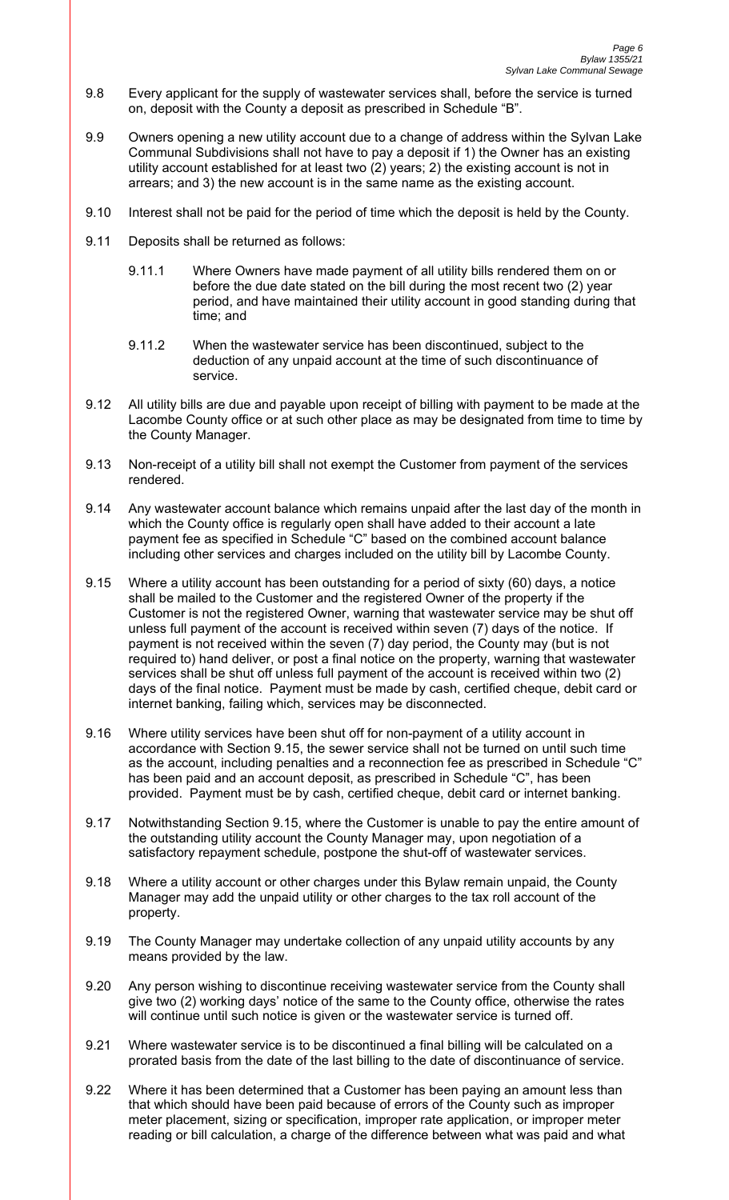9.8 Every applicant for the supply of wastewater services shall, before the service is turned on, deposit with the County a deposit as prescribed in Schedule "B".

9.9 Owners opening a new utility account due to a change of address within the Sylvan Lake Communal Subdivisions shall not have to pay a deposit if 1) the Owner has an existing utility account established for at least two (2) years; 2) the existing account is not in arrears; and 3) the new account is in the same name as the existing account.

9.10 Interest shall not be paid for the period of time which the deposit is held by the County.

9.11 Deposits shall be returned as follows:

9.11.1 Where Owners have made payment of all utility bills rendered them on or before the due date stated on the bill during the most recent two (2) year period, and have maintained their utility account in good standing during that time; and

9.11.2 When the wastewater service has been discontinued, subject to the deduction of any unpaid account at the time of such discontinuance of service.

9.12 All utility bills are due and payable upon receipt of billing with payment to be made at the Lacombe County office or at such other place as may be designated from time to time by the County Manager.

9.13 Non-receipt of a utility bill shall not exempt the Customer from payment of the services rendered.

9.14 Any wastewater account balance which remains unpaid after the last day of the month in which the County office is regularly open shall have added to their account a late payment fee as specified in Schedule "C" based on the combined account balance including other services and charges included on the utility bill by Lacombe County.

9.15 Where a utility account has been outstanding for a period of sixty (60) days, a notice shall be mailed to the Customer and the registered Owner of the property if the Customer is not the registered Owner, warning that wastewater service may be shut off unless full payment of the account is received within seven (7) days of the notice. If payment is not received within the seven (7) day period, the County may (but is not required to) hand deliver, or post a final notice on the property, warning that wastewater services shall be shut off unless full payment of the account is received within two (2) days of the final notice. Payment must be made by cash, certified cheque, debit card or internet banking, failing which, services may be disconnected.

9.16 Where utility services have been shut off for non-payment of a utility account in accordance with Section 9.15, the sewer service shall not be turned on until such time as the account, including penalties and a reconnection fee as prescribed in Schedule "C" has been paid and an account deposit, as prescribed in Schedule "C", has been provided. Payment must be by cash, certified cheque, debit card or internet banking.

9.17 Notwithstanding Section 9.15, where the Customer is unable to pay the entire amount of the outstanding utility account the County Manager may, upon negotiation of a satisfactory repayment schedule, postpone the shut-off of wastewater services.

9.18 Where a utility account or other charges under this Bylaw remain unpaid, the County Manager may add the unpaid utility or other charges to the tax roll account of the property.

9.19 The County Manager may undertake collection of any unpaid utility accounts by any means provided by the law.

9.20 Any person wishing to discontinue receiving wastewater service from the County shall give two (2) working days' notice of the same to the County office, otherwise the rates will continue until such notice is given or the wastewater service is turned off.

9.21 Where wastewater service is to be discontinued a final billing will be calculated on a prorated basis from the date of the last billing to the date of discontinuance of service.

9.22 Where it has been determined that a Customer has been paying an amount less than that which should have been paid because of errors of the County such as improper meter placement, sizing or specification, improper rate application, or improper meter reading or bill calculation, a charge of the difference between what was paid and what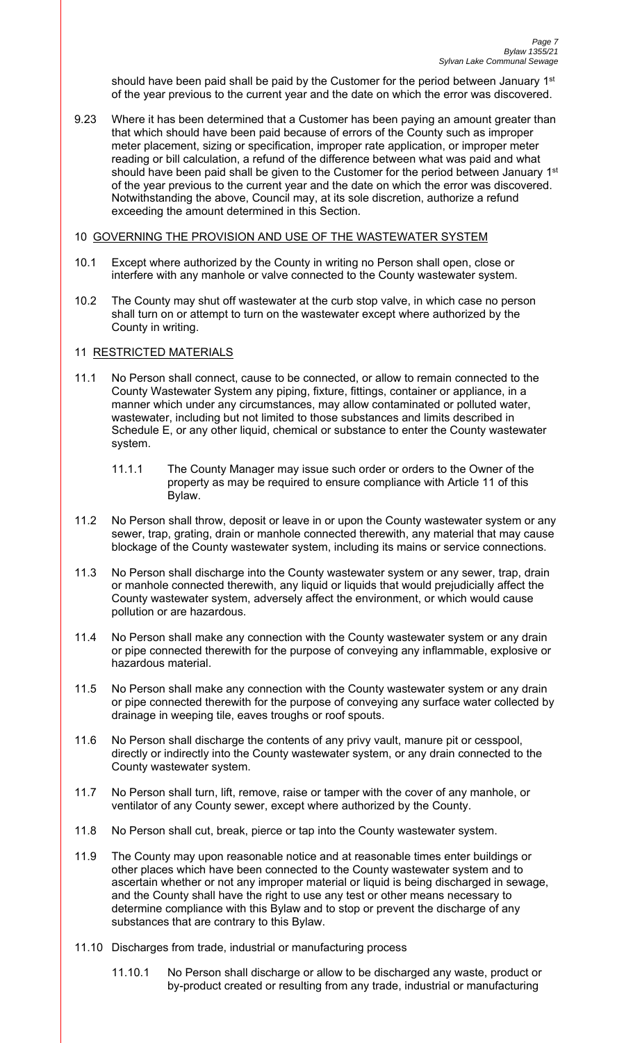should have been paid shall be paid by the Customer for the period between January 1st of the year previous to the current year and the date on which the error was discovered.

9.23 Where it has been determined that a Customer has been paying an amount greater than that which should have been paid because of errors of the County such as improper meter placement, sizing or specification, improper rate application, or improper meter reading or bill calculation, a refund of the difference between what was paid and what should have been paid shall be given to the Customer for the period between January 1st of the year previous to the current year and the date on which the error was discovered. Notwithstanding the above, Council may, at its sole discretion, authorize a refund exceeding the amount determined in this Section.

## 10 GOVERNING THE PROVISION AND USE OF THE WASTEWATER SYSTEM

10.1 Except where authorized by the County in writing no Person shall open, close or interfere with any manhole or valve connected to the County wastewater system.

10.2 The County may shut off wastewater at the curb stop valve, in which case no person shall turn on or attempt to turn on the wastewater except where authorized by the County in writing.

## 11 RESTRICTED MATERIALS

11.1 No Person shall connect, cause to be connected, or allow to remain connected to the County Wastewater System any piping, fixture, fittings, container or appliance, in a manner which under any circumstances, may allow contaminated or polluted water, wastewater, including but not limited to those substances and limits described in Schedule E, or any other liquid, chemical or substance to enter the County wastewater system.

11.1.1 The County Manager may issue such order or orders to the Owner of the property as may be required to ensure compliance with Article 11 of this Bylaw.

11.2 No Person shall throw, deposit or leave in or upon the County wastewater system or any sewer, trap, grating, drain or manhole connected therewith, any material that may cause blockage of the County wastewater system, including its mains or service connections.

11.3 No Person shall discharge into the County wastewater system or any sewer, trap, drain or manhole connected therewith, any liquid or liquids that would prejudicially affect the County wastewater system, adversely affect the environment, or which would cause pollution or are hazardous.

11.4 No Person shall make any connection with the County wastewater system or any drain or pipe connected therewith for the purpose of conveying any inflammable, explosive or hazardous material.

11.5 No Person shall make any connection with the County wastewater system or any drain or pipe connected therewith for the purpose of conveying any surface water collected by drainage in weeping tile, eaves troughs or roof spouts.

11.6 No Person shall discharge the contents of any privy vault, manure pit or cesspool, directly or indirectly into the County wastewater system, or any drain connected to the County wastewater system.

11.7 No Person shall turn, lift, remove, raise or tamper with the cover of any manhole, or ventilator of any County sewer, except where authorized by the County.

11.8 No Person shall cut, break, pierce or tap into the County wastewater system.

11.9 The County may upon reasonable notice and at reasonable times enter buildings or other places which have been connected to the County wastewater system and to ascertain whether or not any improper material or liquid is being discharged in sewage, and the County shall have the right to use any test or other means necessary to determine compliance with this Bylaw and to stop or prevent the discharge of any substances that are contrary to this Bylaw.

11.10 Discharges from trade, industrial or manufacturing process

11.10.1 No Person shall discharge or allow to be discharged any waste, product or by-product created or resulting from any trade, industrial or manufacturing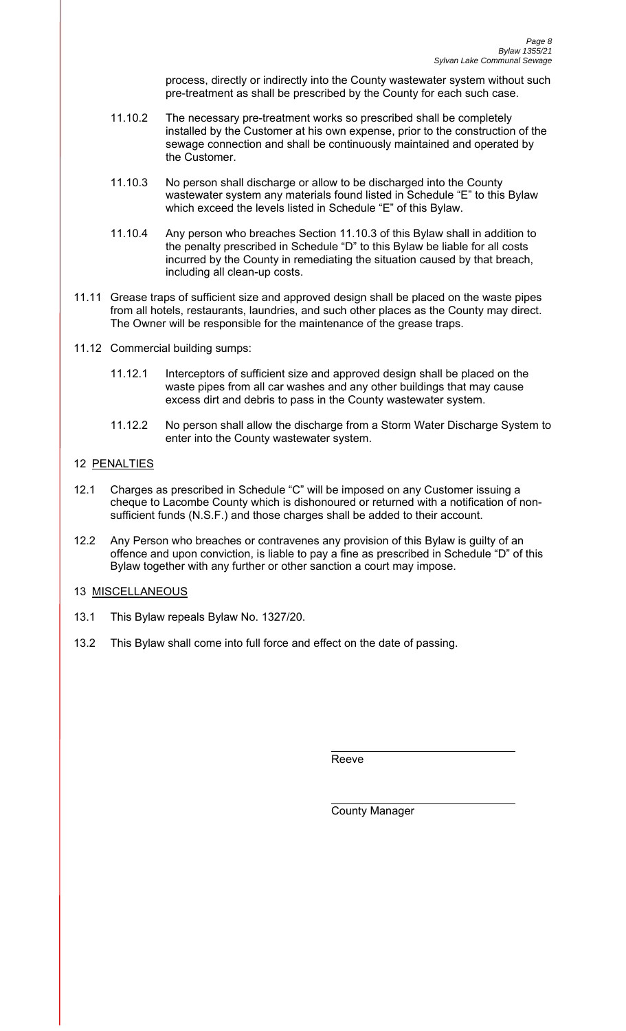process, directly or indirectly into the County wastewater system without such pre-treatment as shall be prescribed by the County for each such case.

11.10.2 The necessary pre-treatment works so prescribed shall be completely installed by the Customer at his own expense, prior to the construction of the sewage connection and shall be continuously maintained and operated by the Customer.

11.10.3 No person shall discharge or allow to be discharged into the County wastewater system any materials found listed in Schedule "E" to this Bylaw which exceed the levels listed in Schedule "E" of this Bylaw.

11.10.4 Any person who breaches Section 11.10.3 of this Bylaw shall in addition to the penalty prescribed in Schedule "D" to this Bylaw be liable for all costs incurred by the County in remediating the situation caused by that breach, including all clean-up costs.

11.11 Grease traps of sufficient size and approved design shall be placed on the waste pipes from all hotels, restaurants, laundries, and such other places as the County may direct. The Owner will be responsible for the maintenance of the grease traps.

11.12 Commercial building sumps:

11.12.1 Interceptors of sufficient size and approved design shall be placed on the waste pipes from all car washes and any other buildings that may cause excess dirt and debris to pass in the County wastewater system.

11.12.2 No person shall allow the discharge from a Storm Water Discharge System to enter into the County wastewater system.

## 12 PENALTIES

12.1 Charges as prescribed in Schedule "C" will be imposed on any Customer issuing a cheque to Lacombe County which is dishonoured or returned with a notification of non-sufficient funds (N.S.F.) and those charges shall be added to their account.

12.2 Any Person who breaches or contravenes any provision of this Bylaw is guilty of an offence and upon conviction, is liable to pay a fine as prescribed in Schedule "D" of this Bylaw together with any further or other sanction a court may impose.

## 13 MISCELLANEOUS

13.1 This Bylaw repeals Bylaw No. 1327/20.

13.2 This Bylaw shall come into full force and effect on the date of passing.

Reeve

County Manager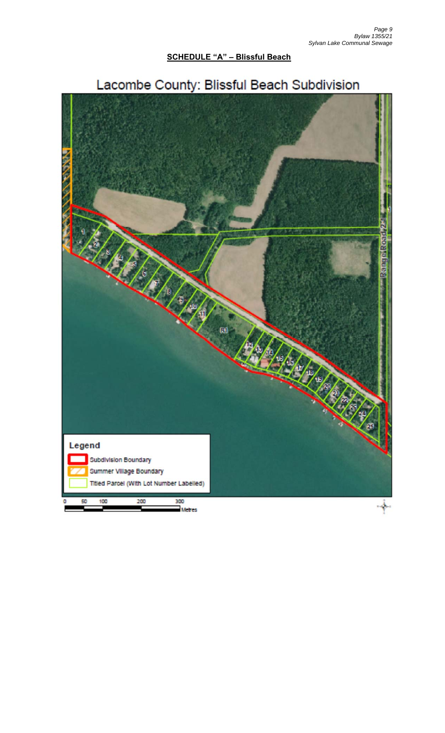**SCHEDULE "A" – Blissful Beach**

Lacombe County: Blissful Beach Subdivision

Legend

- Subdivision Boundary
- Summer Village Boundary
- Titled Parcel (With Lot Number Labelled)

0 50 100 200 300 Metres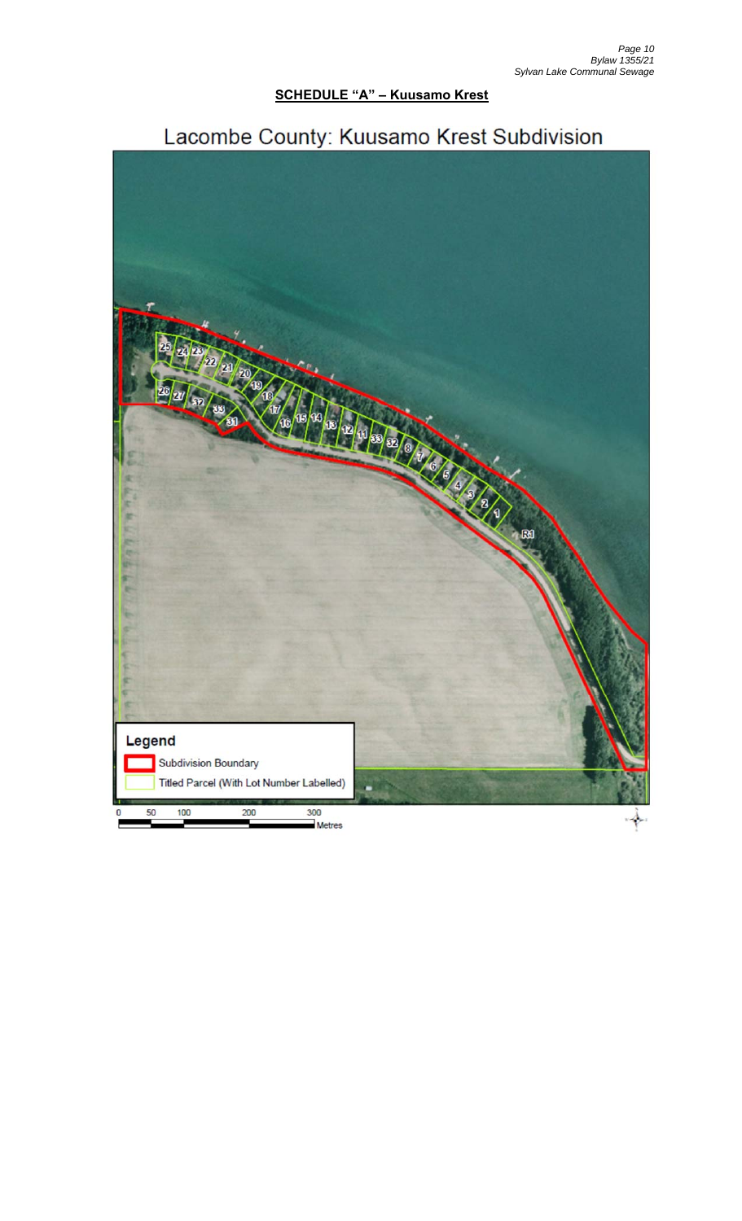**SCHEDULE "A" – Kuusamo Krest**

Lacombe County: Kuusamo Krest Subdivision

Legend

- Subdivision Boundary
- Titled Parcel (With Lot Number Labelled)

0 50 100 200 300 Metres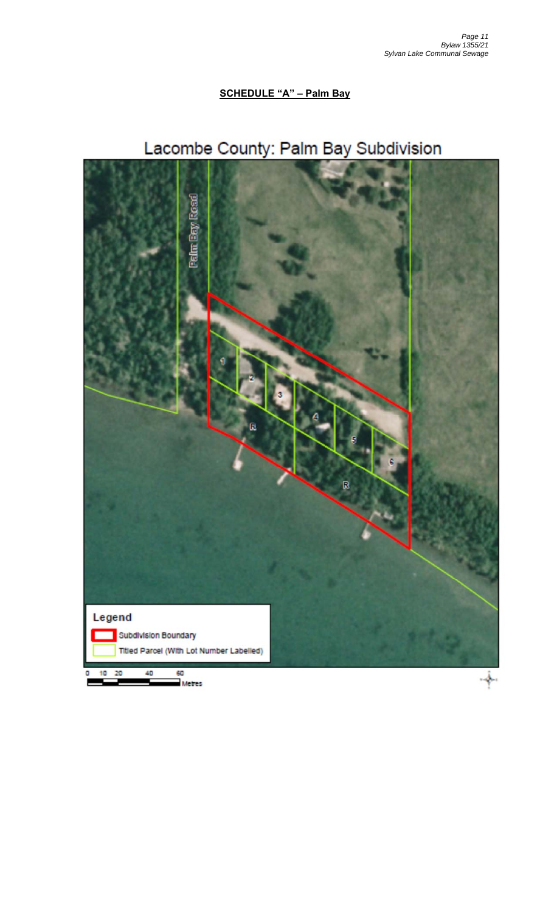**SCHEDULE "A" – Palm Bay**

Lacombe County: Palm Bay Subdivision

Palm Bay Road

1 2 3 4 5 6 R R

Legend

Subdivision Boundary

Titled Parcel (With Lot Number Labelled)

0 10 20 40 60 Metres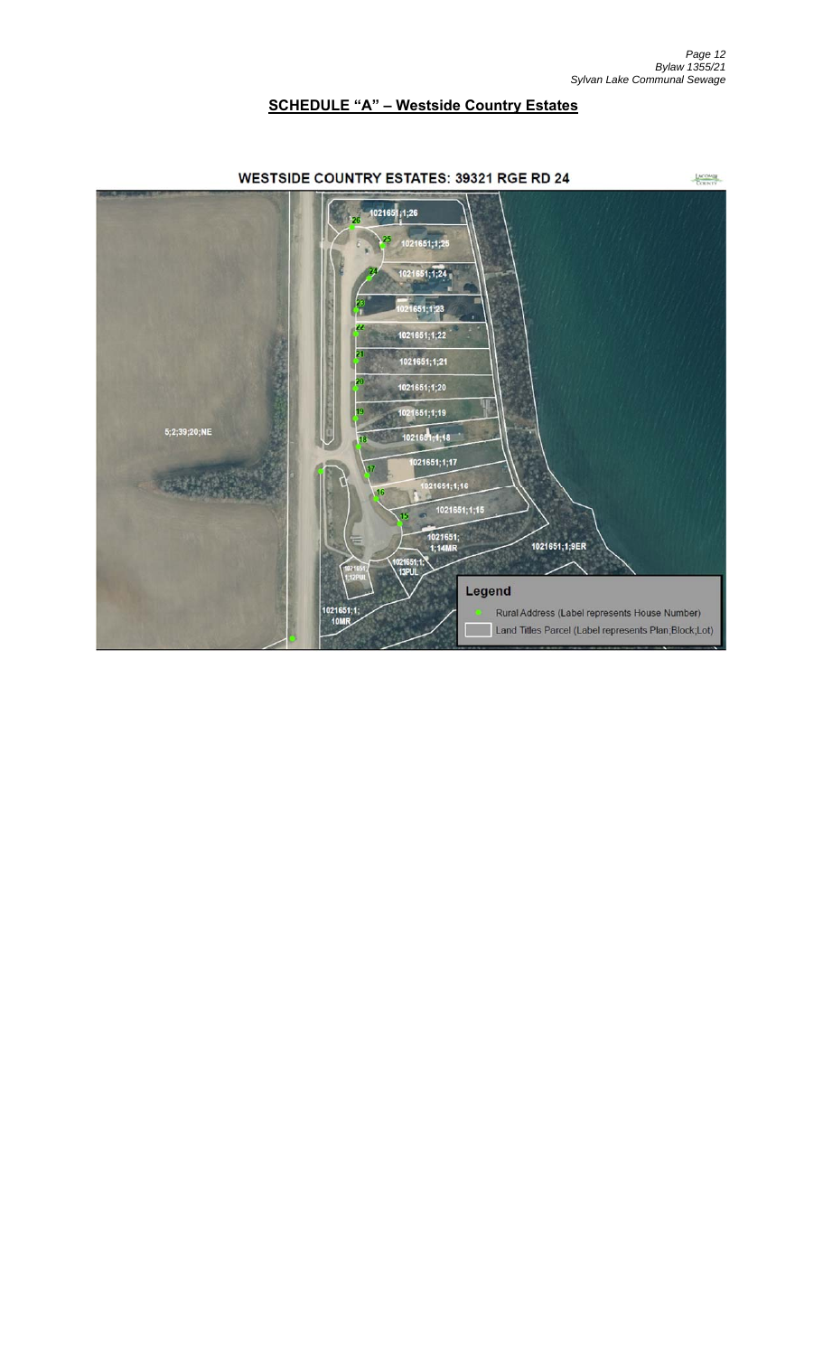## SCHEDULE "A" – Westside Country Estates

WESTSIDE COUNTRY ESTATES: 39321 RGE RD 24

5;2;39;20;NE

1021651;1;26

1021651;1;25

1021651;1;24

1021651;1;23

1021651;1;22

1021651;1;21

1021651;1;20

1021651;1;19

1021651;1;18

1021651;1;17

1021651;1;16

1021651;1;15

1021651; 1;14MR

1021651;1;9ER

1021651; 1;12PUL

1021651;1; 13PUL

1021651;1; 10MR

**Legend**

- Rural Address (Label represents House Number)
- Land Titles Parcel (Label represents Plan;Block;Lot)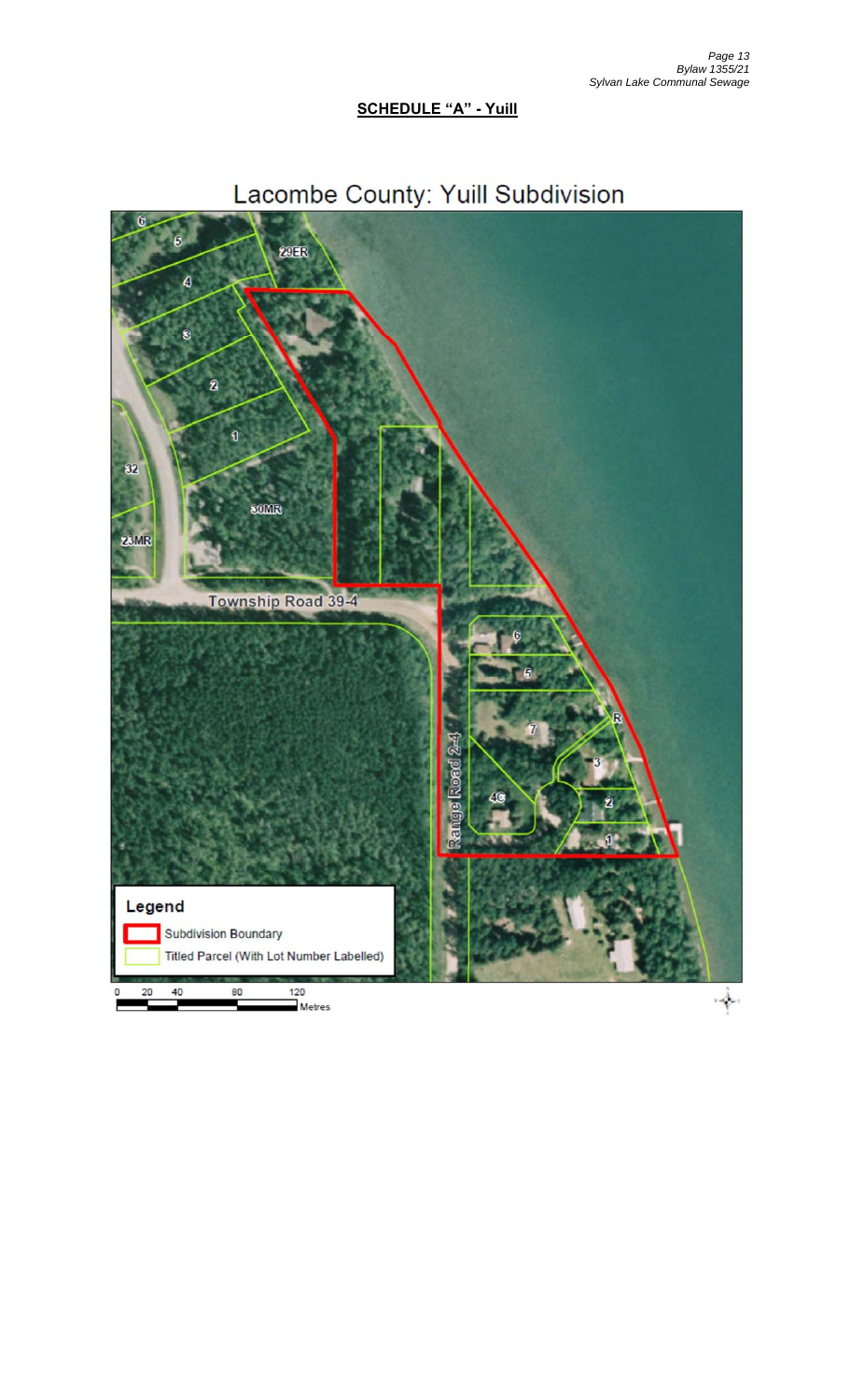**SCHEDULE "A" - Yuill**

Lacombe County: Yuill Subdivision

Township Road 39-4

Range Road 2-4

Legend

Subdivision Boundary

Titled Parcel (With Lot Number Labelled)

0 20 40 80 120 Metres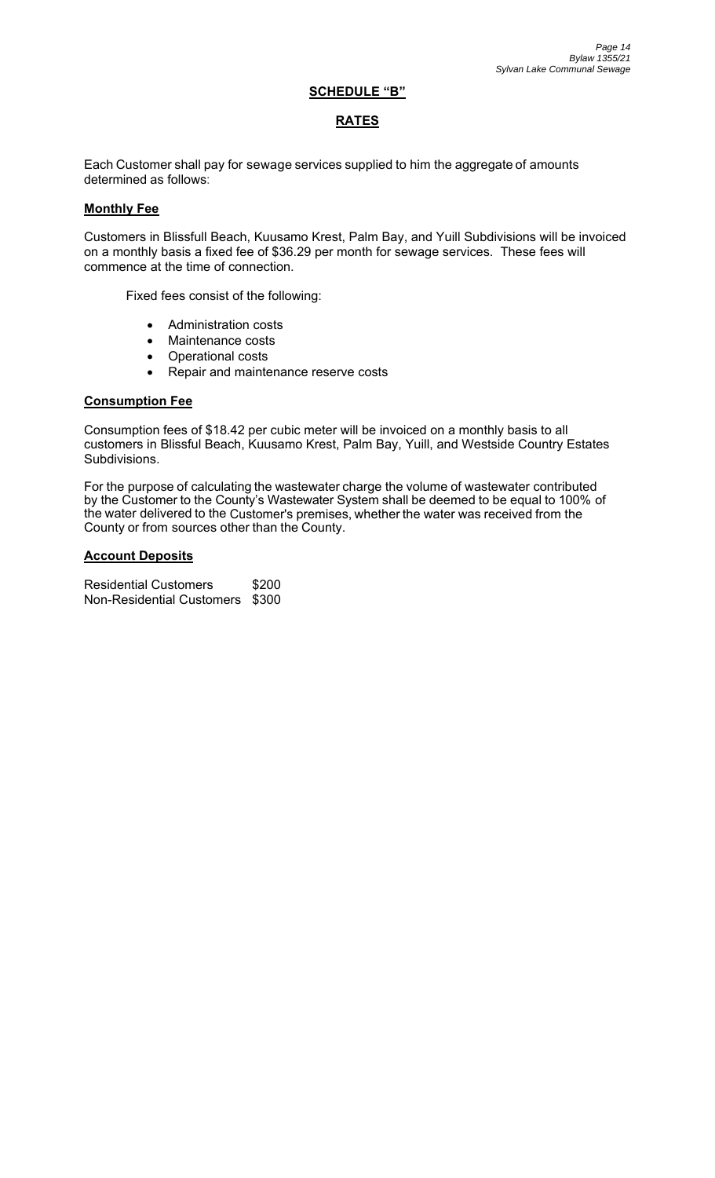## SCHEDULE "B"

## RATES

Each Customer shall pay for sewage services supplied to him the aggregate of amounts determined as follows:

**Monthly Fee**

Customers in Blissfull Beach, Kuusamo Krest, Palm Bay, and Yuill Subdivisions will be invoiced on a monthly basis a fixed fee of $36.29 per month for sewage services. These fees will commence at the time of connection.

Fixed fees consist of the following:

- Administration costs
- Maintenance costs
- Operational costs
- Repair and maintenance reserve costs

**Consumption Fee**

Consumption fees of $18.42 per cubic meter will be invoiced on a monthly basis to all customers in Blissful Beach, Kuusamo Krest, Palm Bay, Yuill, and Westside Country Estates Subdivisions.

For the purpose of calculating the wastewater charge the volume of wastewater contributed by the Customer to the County's Wastewater System shall be deemed to be equal to 100% of the water delivered to the Customer's premises, whether the water was received from the County or from sources other than the County.

**Account Deposits**

| | |
|---|---|
| Residential Customers | $200 |
| Non-Residential Customers | $300 |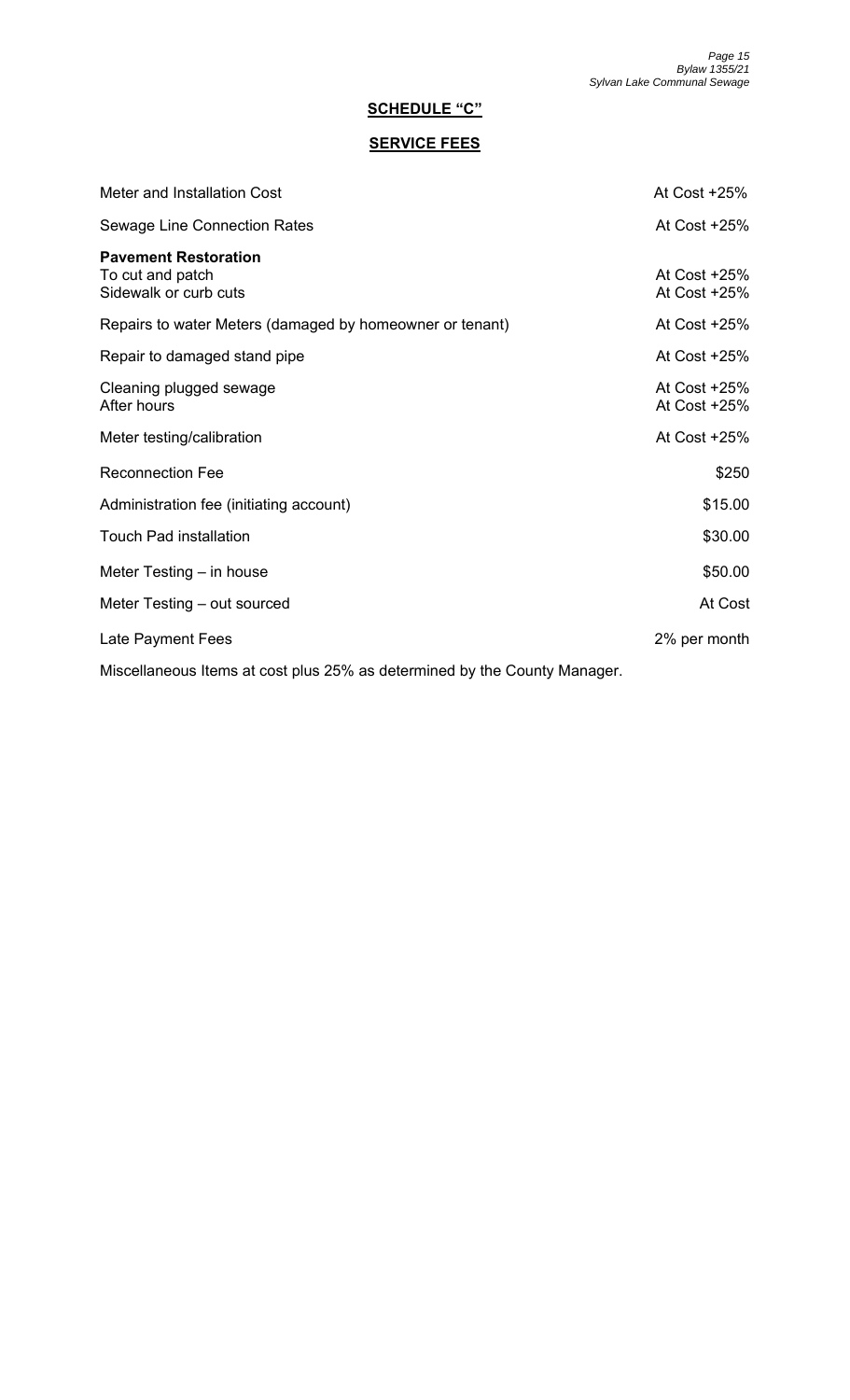## SCHEDULE "C"

## SERVICE FEES

| | |
|---|---|
| Meter and Installation Cost | At Cost +25% |
| Sewage Line Connection Rates | At Cost +25% |
| **Pavement Restoration** | |
| To cut and patch | At Cost +25% |
| Sidewalk or curb cuts | At Cost +25% |
| Repairs to water Meters (damaged by homeowner or tenant) | At Cost +25% |
| Repair to damaged stand pipe | At Cost +25% |
| Cleaning plugged sewage | At Cost +25% |
| After hours | At Cost +25% |
| Meter testing/calibration | At Cost +25% |
| Reconnection Fee | $250 |
| Administration fee (initiating account) | $15.00 |
| Touch Pad installation | $30.00 |
| Meter Testing – in house | $50.00 |
| Meter Testing – out sourced | At Cost |
| Late Payment Fees | 2% per month |

Miscellaneous Items at cost plus 25% as determined by the County Manager.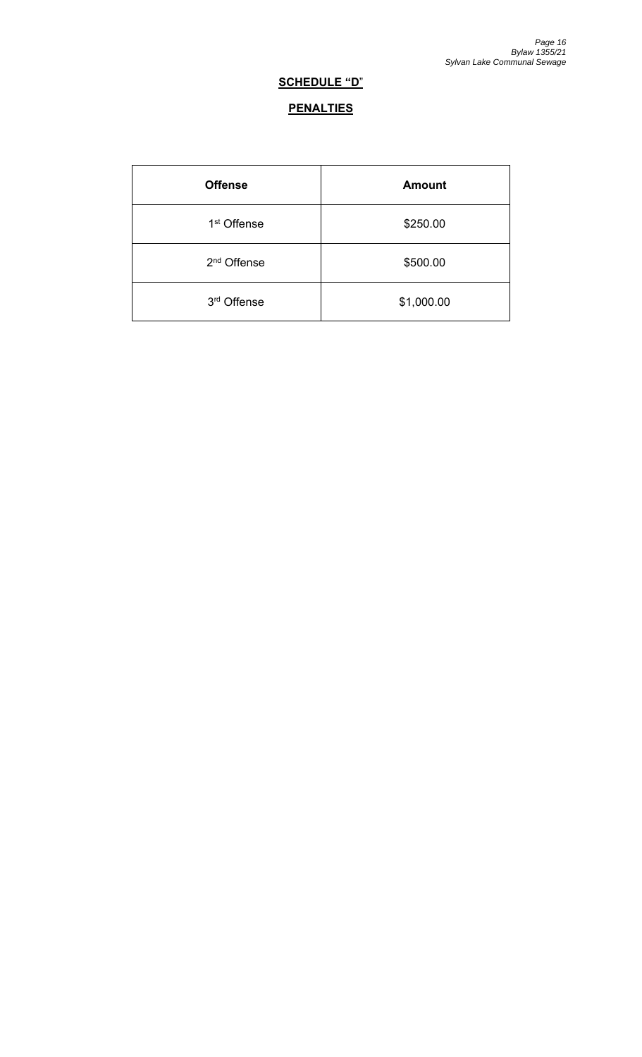## **SCHEDULE "D"**

## **PENALTIES**

| **Offense** | **Amount** |
|---|---|
| 1st Offense | $250.00 |
| 2nd Offense | $500.00 |
| 3rd Offense | $1,000.00 |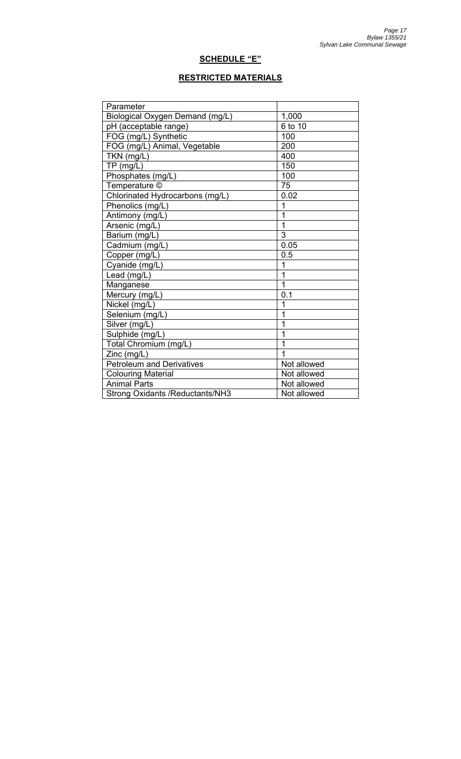## SCHEDULE "E"

## RESTRICTED MATERIALS

| Parameter | |
|---|---|
| Biological Oxygen Demand (mg/L) | 1,000 |
| pH (acceptable range) | 6 to 10 |
| FOG (mg/L) Synthetic | 100 |
| FOG (mg/L) Animal, Vegetable | 200 |
| TKN (mg/L) | 400 |
| TP (mg/L) | 150 |
| Phosphates (mg/L) | 100 |
| Temperature © | 75 |
| Chlorinated Hydrocarbons (mg/L) | 0.02 |
| Phenolics (mg/L) | 1 |
| Antimony (mg/L) | 1 |
| Arsenic (mg/L) | 1 |
| Barium (mg/L) | 3 |
| Cadmium (mg/L) | 0.05 |
| Copper (mg/L) | 0.5 |
| Cyanide (mg/L) | 1 |
| Lead (mg/L) | 1 |
| Manganese | 1 |
| Mercury (mg/L) | 0.1 |
| Nickel (mg/L) | 1 |
| Selenium (mg/L) | 1 |
| Silver (mg/L) | 1 |
| Sulphide (mg/L) | 1 |
| Total Chromium (mg/L) | 1 |
| Zinc (mg/L) | 1 |
| Petroleum and Derivatives | Not allowed |
| Colouring Material | Not allowed |
| Animal Parts | Not allowed |
| Strong Oxidants /Reductants/NH3 | Not allowed |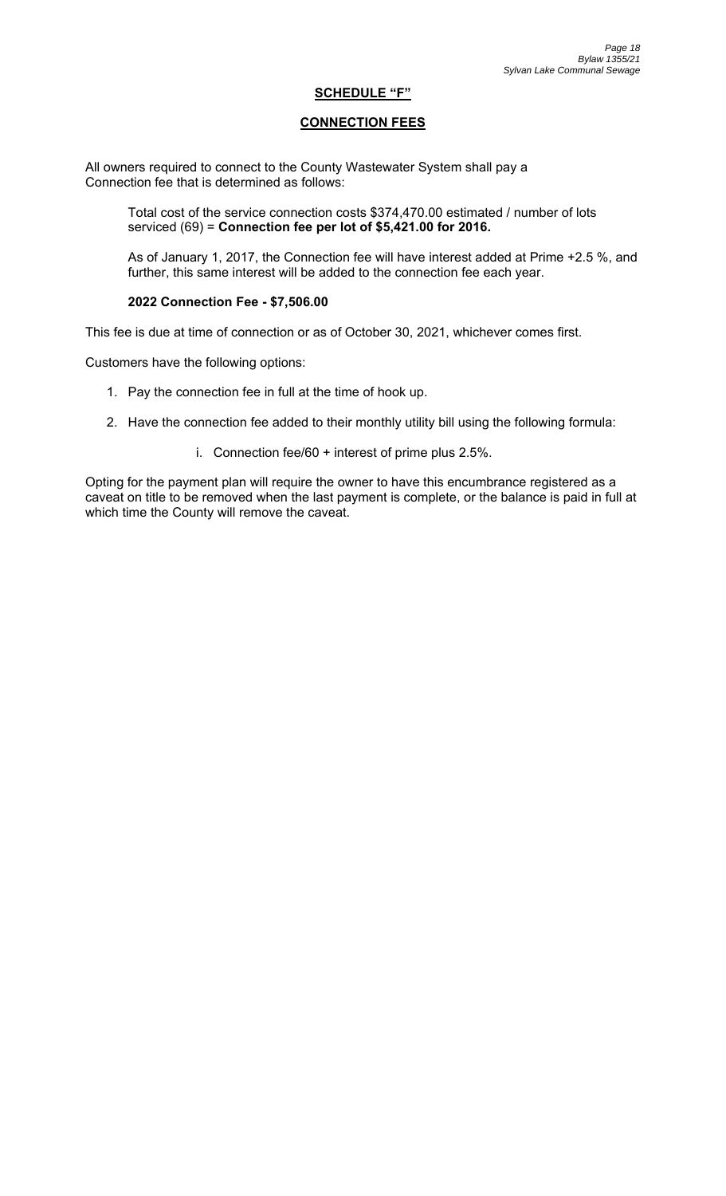## SCHEDULE "F"

## CONNECTION FEES

All owners required to connect to the County Wastewater System shall pay a Connection fee that is determined as follows:

Total cost of the service connection costs $374,470.00 estimated / number of lots serviced (69) = **Connection fee per lot of $5,421.00 for 2016.**

As of January 1, 2017, the Connection fee will have interest added at Prime +2.5 %, and further, this same interest will be added to the connection fee each year.

**2022 Connection Fee - $7,506.00**

This fee is due at time of connection or as of October 30, 2021, whichever comes first.

Customers have the following options:

1. Pay the connection fee in full at the time of hook up.
2. Have the connection fee added to their monthly utility bill using the following formula:

    i. Connection fee/60 + interest of prime plus 2.5%.

Opting for the payment plan will require the owner to have this encumbrance registered as a caveat on title to be removed when the last payment is complete, or the balance is paid in full at which time the County will remove the caveat.